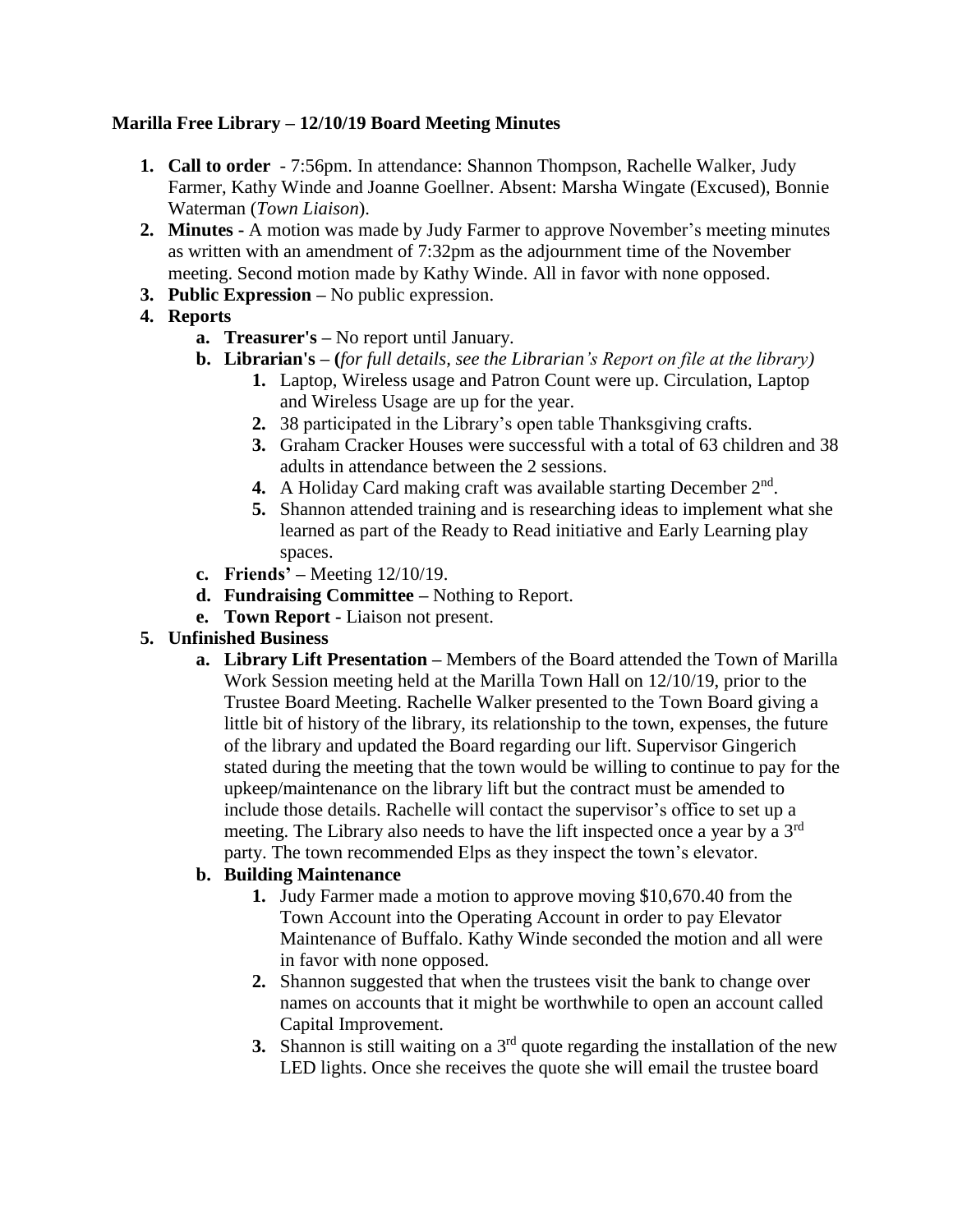**Marilla Free Library – 12/10/19 Board Meeting Minutes**

1. **Call to order** - 7:56pm. In attendance: Shannon Thompson, Rachelle Walker, Judy Farmer, Kathy Winde and Joanne Goellner. Absent: Marsha Wingate (Excused), Bonnie Waterman (*Town Liaison*).
2. **Minutes -** A motion was made by Judy Farmer to approve November's meeting minutes as written with an amendment of 7:32pm as the adjournment time of the November meeting. Second motion made by Kathy Winde. All in favor with none opposed.
3. **Public Expression –** No public expression.
4. **Reports**
   a. **Treasurer's –** No report until January.
   b. **Librarian's – (***for full details, see the Librarian's Report on file at the library)*
      1. Laptop, Wireless usage and Patron Count were up. Circulation, Laptop and Wireless Usage are up for the year.
      2. 38 participated in the Library's open table Thanksgiving crafts.
      3. Graham Cracker Houses were successful with a total of 63 children and 38 adults in attendance between the 2 sessions.
      4. A Holiday Card making craft was available starting December 2nd.
      5. Shannon attended training and is researching ideas to implement what she learned as part of the Ready to Read initiative and Early Learning play spaces.
   c. **Friends' –** Meeting 12/10/19.
   d. **Fundraising Committee –** Nothing to Report.
   e. **Town Report -** Liaison not present.
5. **Unfinished Business**
   a. **Library Lift Presentation –** Members of the Board attended the Town of Marilla Work Session meeting held at the Marilla Town Hall on 12/10/19, prior to the Trustee Board Meeting. Rachelle Walker presented to the Town Board giving a little bit of history of the library, its relationship to the town, expenses, the future of the library and updated the Board regarding our lift. Supervisor Gingerich stated during the meeting that the town would be willing to continue to pay for the upkeep/maintenance on the library lift but the contract must be amended to include those details. Rachelle will contact the supervisor's office to set up a meeting. The Library also needs to have the lift inspected once a year by a 3rd party. The town recommended Elps as they inspect the town's elevator.
   b. **Building Maintenance**
      1. Judy Farmer made a motion to approve moving $10,670.40 from the Town Account into the Operating Account in order to pay Elevator Maintenance of Buffalo. Kathy Winde seconded the motion and all were in favor with none opposed.
      2. Shannon suggested that when the trustees visit the bank to change over names on accounts that it might be worthwhile to open an account called Capital Improvement.
      3. Shannon is still waiting on a 3rd quote regarding the installation of the new LED lights. Once she receives the quote she will email the trustee board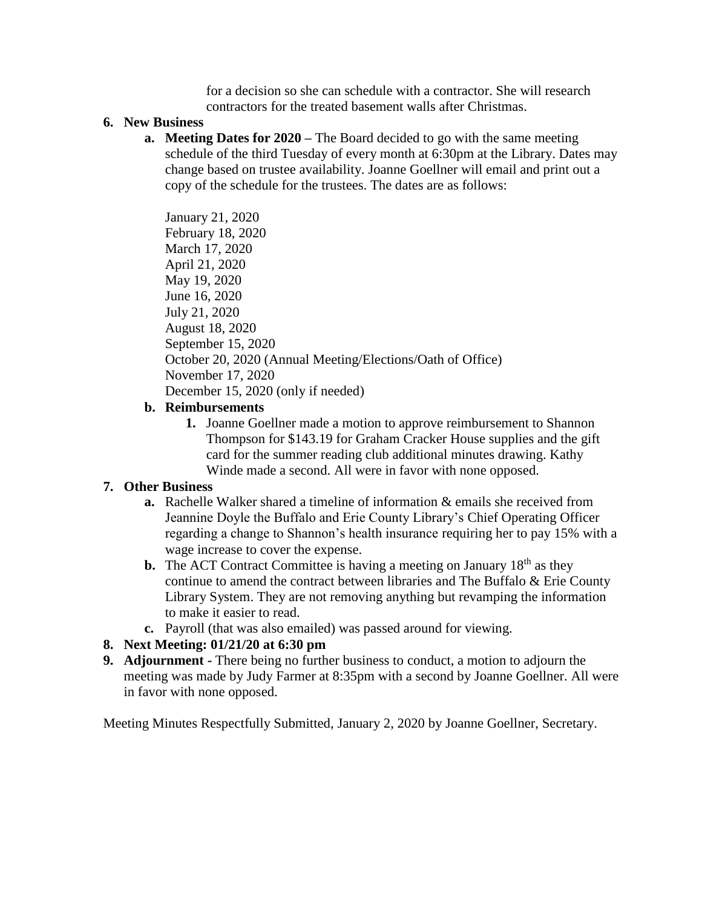for a decision so she can schedule with a contractor. She will research contractors for the treated basement walls after Christmas.

6. **New Business**
   a. **Meeting Dates for 2020 –** The Board decided to go with the same meeting schedule of the third Tuesday of every month at 6:30pm at the Library. Dates may change based on trustee availability. Joanne Goellner will email and print out a copy of the schedule for the trustees. The dates are as follows:

      January 21, 2020
      February 18, 2020
      March 17, 2020
      April 21, 2020
      May 19, 2020
      June 16, 2020
      July 21, 2020
      August 18, 2020
      September 15, 2020
      October 20, 2020 (Annual Meeting/Elections/Oath of Office)
      November 17, 2020
      December 15, 2020 (only if needed)

   b. **Reimbursements**
      1. Joanne Goellner made a motion to approve reimbursement to Shannon Thompson for $143.19 for Graham Cracker House supplies and the gift card for the summer reading club additional minutes drawing. Kathy Winde made a second. All were in favor with none opposed.

7. **Other Business**
   a. Rachelle Walker shared a timeline of information & emails she received from Jeannine Doyle the Buffalo and Erie County Library's Chief Operating Officer regarding a change to Shannon's health insurance requiring her to pay 15% with a wage increase to cover the expense.
   b. The ACT Contract Committee is having a meeting on January 18th as they continue to amend the contract between libraries and The Buffalo & Erie County Library System. They are not removing anything but revamping the information to make it easier to read.
   c. Payroll (that was also emailed) was passed around for viewing.

8. **Next Meeting: 01/21/20 at 6:30 pm**

9. **Adjournment -** There being no further business to conduct, a motion to adjourn the meeting was made by Judy Farmer at 8:35pm with a second by Joanne Goellner. All were in favor with none opposed.

Meeting Minutes Respectfully Submitted, January 2, 2020 by Joanne Goellner, Secretary.